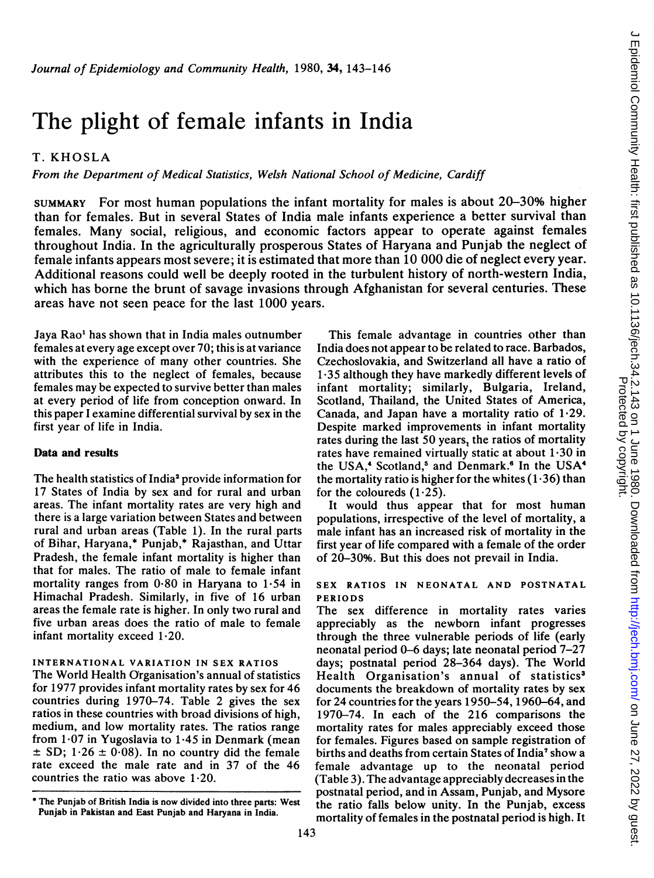# The plight of female infants in India

T. KHOSLA

*From the Department of Medical Statistics, Welsh National School of Medicine, Cardiff*

SUMMARY For most human populations the infant mortality for males is about 20–30% higher than for females. But in several States of India male infants experience a better survival than females. Many social, religious, and economic factors appear to operate against females throughout India. In the agriculturally prosperous States of Haryana and Punjab the neglect of female infants appears most severe; it is estimated that more than 10 000 die of neglect every year. Additional reasons could well be deeply rooted in the turbulent history of north-western India, which has borne the brunt of savage invasions through Afghanistan for several centuries. These areas have not seen peace for the last 1000 years.

Jaya Rao[1] has shown that in India males outnumber females at every age except over 70; this is at variance with the experience of many other countries. She attributes this to the neglect of females, because females may be expected to survive better than males at every period of life from conception onward. In this paper I examine differential survival by sex in the first year of life in India.

## Data and results

The health statistics of India[2] provide information for 17 States of India by sex and for rural and urban areas. The infant mortality rates are very high and there is a large variation between States and between rural and urban areas (Table 1). In the rural parts of Bihar, Haryana,* Punjab,* Rajasthan, and Uttar Pradesh, the female infant mortality is higher than that for males. The ratio of male to female infant mortality ranges from 0·80 in Haryana to 1·54 in Himachal Pradesh. Similarly, in five of 16 urban areas the female rate is higher. In only two rural and five urban areas does the ratio of male to female infant mortality exceed 1·20.

### INTERNATIONAL VARIATION IN SEX RATIOS

The World Health Organisation's annual of statistics for 1977 provides infant mortality rates by sex for 46 countries during 1970–74. Table 2 gives the sex ratios in these countries with broad divisions of high, medium, and low mortality rates. The ratios range from 1·07 in Yugoslavia to 1·45 in Denmark (mean $\pm$ SD; 1·26 $\pm$ 0·08). In no country did the female rate exceed the male rate and in 37 of the 46 countries the ratio was above 1·20.

This female advantage in countries other than India does not appear to be related to race. Barbados, Czechoslovakia, and Switzerland all have a ratio of 1·35 although they have markedly different levels of infant mortality; similarly, Bulgaria, Ireland, Scotland, Thailand, the United States of America, Canada, and Japan have a mortality ratio of 1·29. Despite marked improvements in infant mortality rates during the last 50 years, the ratios of mortality rates have remained virtually static at about 1·30 in the USA,[4] Scotland,[5] and Denmark.[6] In the USA[4] the mortality ratio is higher for the whites (1·36) than for the coloureds (1·25).

It would thus appear that for most human populations, irrespective of the level of mortality, a male infant has an increased risk of mortality in the first year of life compared with a female of the order of 20–30%. But this does not prevail in India.

### SEX RATIOS IN NEONATAL AND POSTNATAL PERIODS

The sex difference in mortality rates varies appreciably as the newborn infant progresses through the three vulnerable periods of life (early neonatal period 0–6 days; late neonatal period 7–27 days; postnatal period 28–364 days). The World Health Organisation's annual of statistics[3] documents the breakdown of mortality rates by sex for 24 countries for the years 1950–54, 1960–64, and 1970–74. In each of the 216 comparisons the mortality rates for males appreciably exceed those for females. Figures based on sample registration of births and deaths from certain States of India[7] show a female advantage up to the neonatal period (Table 3). The advantage appreciably decreases in the postnatal period, and in Assam, Punjab, and Mysore the ratio falls below unity. In the Punjab, excess mortality of females in the postnatal period is high. It

\* The Punjab of British India is now divided into three parts: West Punjab in Pakistan and East Punjab and Haryana in India.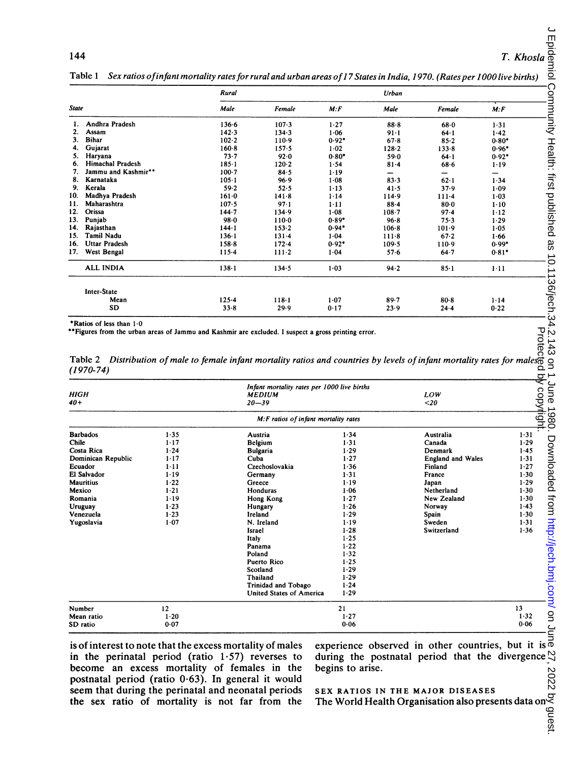Table 1 *Sex ratios of infant mortality rates for rural and urban areas of 17 States in India, 1970. (Rates per 1000 live births)*

| State | Rural | | | Urban | | |
|---|---|---|---|---|---|---|
| | Male | Female | M:F | Male | Female | M:F |
| 1. Andhra Pradesh | 136·6 | 107·3 | 1·27 | 88·8 | 68·0 | 1·31 |
| 2. Assam | 142·3 | 134·3 | 1·06 | 91·1 | 64·1 | 1·42 |
| 3. Bihar | 102·2 | 110·9 | 0·92* | 67·8 | 85·2 | 0·80* |
| 4. Gujarat | 160·8 | 157·5 | 1·02 | 128·2 | 133·8 | 0·96* |
| 5. Haryana | 73·7 | 92·0 | 0·80* | 59·0 | 64·1 | 0·92* |
| 6. Himachal Pradesh | 185·1 | 120·2 | 1·54 | 81·4 | 68·6 | 1·19 |
| 7. Jammu and Kashmir** | 100·7 | 84·5 | 1·19 | — | — | — |
| 8. Karnataka | 105·1 | 96·9 | 1·08 | 83·3 | 62·1 | 1·34 |
| 9. Kerala | 59·2 | 52·5 | 1·13 | 41·5 | 37·9 | 1·09 |
| 10. Madhya Pradesh | 161·0 | 141·8 | 1·14 | 114·9 | 111·4 | 1·03 |
| 11. Maharashtra | 107·5 | 97·1 | 1·11 | 88·4 | 80·0 | 1·10 |
| 12. Orissa | 144·7 | 134·9 | 1·08 | 108·7 | 97·4 | 1·12 |
| 13. Punjab | 98·0 | 110·0 | 0·89* | 96·8 | 75·3 | 1·29 |
| 14. Rajasthan | 144·1 | 153·2 | 0·94* | 106·8 | 101·9 | 1·05 |
| 15. Tamil Nadu | 136·1 | 131·4 | 1·04 | 111·8 | 67·2 | 1·66 |
| 16. Uttar Pradesh | 158·8 | 172·4 | 0·92* | 109·5 | 110·9 | 0·99* |
| 17. West Bengal | 115·4 | 111·2 | 1·04 | 57·6 | 64·7 | 0·81* |
| ALL INDIA | 138·1 | 134·5 | 1·03 | 94·2 | 85·1 | 1·11 |
| Inter-State | | | | | | |
| Mean | 125·4 | 118·1 | 1·07 | 89·7 | 80·8 | 1·14 |
| SD | 33·8 | 29·9 | 0·17 | 23·9 | 24·4 | 0·22 |

*Ratios of less than 1·0

**Figures from the urban areas of Jammu and Kashmir are excluded. I suspect a gross printing error.

Table 2 *Distribution of male to female infant mortality ratios and countries by levels of infant mortality rates for males (1970-74)*

| HIGH 40+ | | MEDIUM 20—39 | | LOW <20 | |
|---|---|---|---|---|---|
| | | *M:F ratios of infant mortality rates* | | | |
| Barbados | 1·35 | Austria | 1·34 | Australia | 1·31 |
| Chile | 1·17 | Belgium | 1·31 | Canada | 1·29 |
| Costa Rica | 1·24 | Bulgaria | 1·29 | Denmark | 1·45 |
| Dominican Republic | 1·17 | Cuba | 1·27 | England and Wales | 1·31 |
| Ecuador | 1·11 | Czechoslovakia | 1·36 | Finland | 1·27 |
| El Salvador | 1·19 | Germany | 1·31 | France | 1·30 |
| Mauritius | 1·22 | Greece | 1·19 | Japan | 1·29 |
| Mexico | 1·21 | Honduras | 1·06 | Netherland | 1·30 |
| Romania | 1·19 | Hong Kong | 1·27 | New Zealand | 1·30 |
| Uruguay | 1·23 | Hungary | 1·26 | Norway | 1·43 |
| Venezuela | 1·23 | Ireland | 1·29 | Spain | 1·30 |
| Yugoslavia | 1·07 | N. Ireland | 1·19 | Sweden | 1·31 |
| | | Israel | 1·28 | Switzerland | 1·36 |
| | | Italy | 1·25 | | |
| | | Panama | 1·22 | | |
| | | Poland | 1·32 | | |
| | | Puerto Rico | 1·25 | | |
| | | Scotland | 1·29 | | |
| | | Thailand | 1·29 | | |
| | | Trinidad and Tobago | 1·24 | | |
| | | United States of America | 1·29 | | |
| Number | 12 | | 21 | | 13 |
| Mean ratio | 1·20 | | 1·27 | | 1·32 |
| SD ratio | 0·07 | | 0·06 | | 0·06 |

is of interest to note that the excess mortality of males in the perinatal period (ratio 1·57) reverses to become an excess mortality of females in the postnatal period (ratio 0·63). In general it would seem that during the perinatal and neonatal periods the sex ratio of mortality is not far from the experience observed in other countries, but it is during the postnatal period that the divergence begins to arise.

### SEX RATIOS IN THE MAJOR DISEASES

The World Health Organisation also presents data on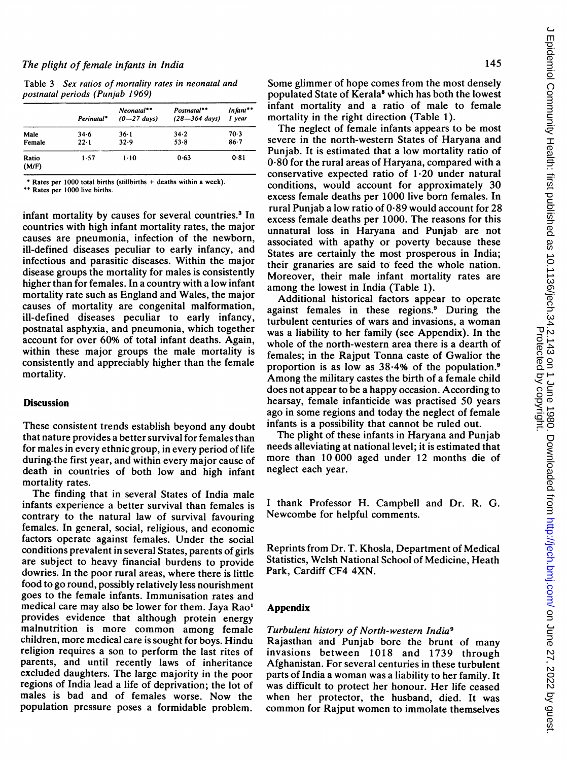Table 3 *Sex ratios of mortality rates in neonatal and postnatal periods (Punjab 1969)*

| | Perinatal* | Neonatal** (0—27 days) | Postnatal** (28—364 days) | Infant** 1 year |
|---|---|---|---|---|
| Male | 34·6 | 36·1 | 34·2 | 70·3 |
| Female | 22·1 | 32·9 | 53·8 | 86·7 |
| Ratio (M/F) | 1·57 | 1·10 | 0·63 | 0·81 |

\* Rates per 1000 total births (stillbirths + deaths within a week).
\*\* Rates per 1000 live births.

infant mortality by causes for several countries.[3] In countries with high infant mortality rates, the major causes are pneumonia, infection of the newborn, ill-defined diseases peculiar to early infancy, and infectious and parasitic diseases. Within the major disease groups the mortality for males is consistently higher than for females. In a country with a low infant mortality rate such as England and Wales, the major causes of mortality are congenital malformation, ill-defined diseases peculiar to early infancy, postnatal asphyxia, and pneumonia, which together account for over 60% of total infant deaths. Again, within these major groups the male mortality is consistently and appreciably higher than the female mortality.

## Discussion

These consistent trends establish beyond any doubt that nature provides a better survival for females than for males in every ethnic group, in every period of life during the first year, and within every major cause of death in countries of both low and high infant mortality rates.

The finding that in several States of India male infants experience a better survival than females is contrary to the natural law of survival favouring females. In general, social, religious, and economic factors operate against females. Under the social conditions prevalent in several States, parents of girls are subject to heavy financial burdens to provide dowries. In the poor rural areas, where there is little food to go round, possibly relatively less nourishment goes to the female infants. Immunisation rates and medical care may also be lower for them. Jaya Rao[1] provides evidence that although protein energy malnutrition is more common among female children, more medical care is sought for boys. Hindu religion requires a son to perform the last rites of parents, and until recently laws of inheritance excluded daughters. The large majority in the poor regions of India lead a life of deprivation; the lot of males is bad and of females worse. Now the population pressure poses a formidable problem. Some glimmer of hope comes from the most densely populated State of Kerala[8] which has both the lowest infant mortality and a ratio of male to female mortality in the right direction (Table 1).

The neglect of female infants appears to be most severe in the north-western States of Haryana and Punjab. It is estimated that a low mortality ratio of 0·80 for the rural areas of Haryana, compared with a conservative expected ratio of 1·20 under natural conditions, would account for approximately 30 excess female deaths per 1000 live born females. In rural Punjab a low ratio of 0·89 would account for 28 excess female deaths per 1000. The reasons for this unnatural loss in Haryana and Punjab are not associated with apathy or poverty because these States are certainly the most prosperous in India; their granaries are said to feed the whole nation. Moreover, their male infant mortality rates are among the lowest in India (Table 1).

Additional historical factors appear to operate against females in these regions.[9] During the turbulent centuries of wars and invasions, a woman was a liability to her family (see Appendix). In the whole of the north-western area there is a dearth of females; in the Rajput Tonna caste of Gwalior the proportion is as low as 38·4% of the population.[9] Among the military castes the birth of a female child does not appear to be a happy occasion. According to hearsay, female infanticide was practised 50 years ago in some regions and today the neglect of female infants is a possibility that cannot be ruled out.

The plight of these infants in Haryana and Punjab needs alleviating at national level; it is estimated that more than 10 000 aged under 12 months die of neglect each year.

I thank Professor H. Campbell and Dr. R. G. Newcombe for helpful comments.

Reprints from Dr. T. Khosla, Department of Medical Statistics, Welsh National School of Medicine, Heath Park, Cardiff CF4 4XN.

## Appendix

### *Turbulent history of North-western India*[9]

Rajasthan and Punjab bore the brunt of many invasions between 1018 and 1739 through Afghanistan. For several centuries in these turbulent parts of India a woman was a liability to her family. It was difficult to protect her honour. Her life ceased when her protector, the husband, died. It was common for Rajput women to immolate themselves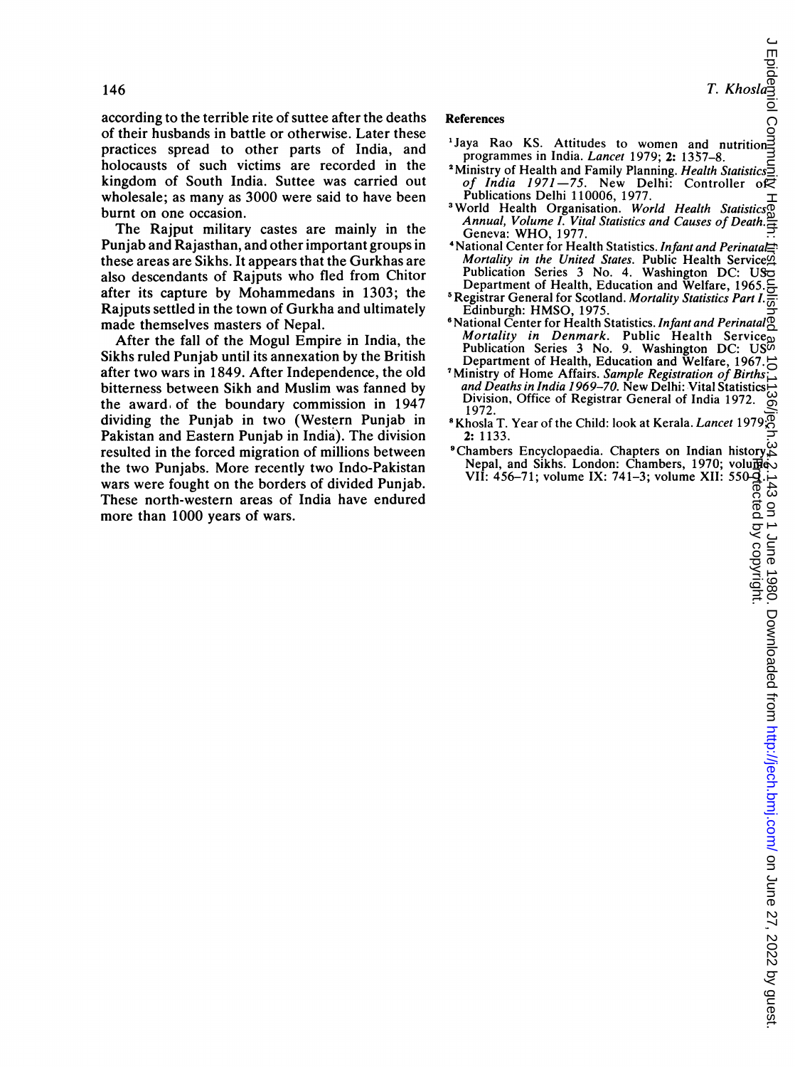according to the terrible rite of suttee after the deaths of their husbands in battle or otherwise. Later these practices spread to other parts of India, and holocausts of such victims are recorded in the kingdom of South India. Suttee was carried out wholesale; as many as 3000 were said to have been burnt on one occasion.

The Rajput military castes are mainly in the Punjab and Rajasthan, and other important groups in these areas are Sikhs. It appears that the Gurkhas are also descendants of Rajputs who fled from Chitor after its capture by Mohammedans in 1303; the Rajputs settled in the town of Gurkha and ultimately made themselves masters of Nepal.

After the fall of the Mogul Empire in India, the Sikhs ruled Punjab until its annexation by the British after two wars in 1849. After Independence, the old bitterness between Sikh and Muslim was fanned by the award of the boundary commission in 1947 dividing the Punjab in two (Western Punjab in Pakistan and Eastern Punjab in India). The division resulted in the forced migration of millions between the two Punjabs. More recently two Indo-Pakistan wars were fought on the borders of divided Punjab. These north-western areas of India have endured more than 1000 years of wars.

## References

1. Jaya Rao KS. Attitudes to women and nutrition programmes in India. *Lancet* 1979; **2:** 1357–8.
2. Ministry of Health and Family Planning. *Health Statistics of India 1971—75*. New Delhi: Controller of Publications Delhi 110006, 1977.
3. World Health Organisation. *World Health Statistics Annual, Volume I. Vital Statistics and Causes of Death*. Geneva: WHO, 1977.
4. National Center for Health Statistics. *Infant and Perinatal Mortality in the United States*. Public Health Service Publication Series 3 No. 4. Washington DC: US Department of Health, Education and Welfare, 1965.
5. Registrar General for Scotland. *Mortality Statistics Part I*. Edinburgh: HMSO, 1975.
6. National Center for Health Statistics. *Infant and Perinatal Mortality in Denmark*. Public Health Service Publication Series 3 No. 9. Washington DC: US Department of Health, Education and Welfare, 1967.
7. Ministry of Home Affairs. *Sample Registration of Births and Deaths in India 1969–70*. New Delhi: Vital Statistics Division, Office of Registrar General of India 1972. 1972.
8. Khosla T. Year of the Child: look at Kerala. *Lancet* 1979; **2:** 1133.
9. Chambers Encyclopaedia. Chapters on Indian history, Nepal, and Sikhs. London: Chambers, 1970; volume VII: 456–71; volume IX: 741–3; volume XII: 550–1.